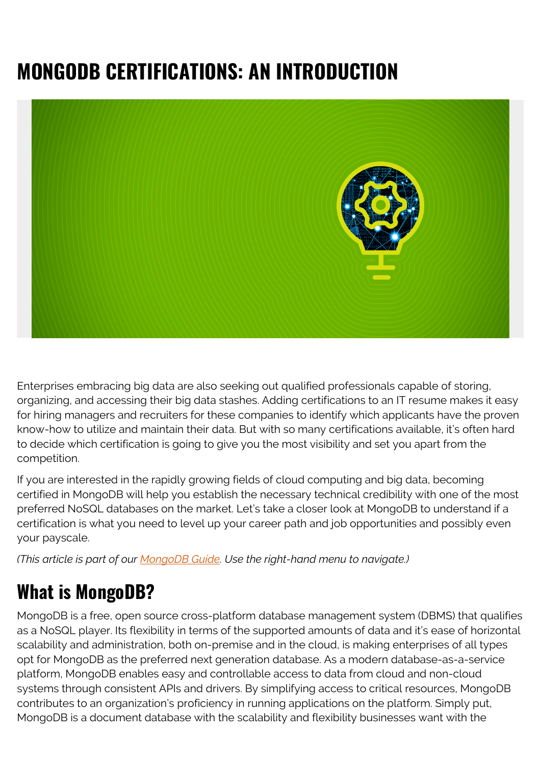# MONGODB CERTIFICATIONS: AN INTRODUCTION

Enterprises embracing big data are also seeking out qualified professionals capable of storing, organizing, and accessing their big data stashes. Adding certifications to an IT resume makes it easy for hiring managers and recruiters for these companies to identify which applicants have the proven know-how to utilize and maintain their data. But with so many certifications available, it's often hard to decide which certification is going to give you the most visibility and set you apart from the competition.

If you are interested in the rapidly growing fields of cloud computing and big data, becoming certified in MongoDB will help you establish the necessary technical credibility with one of the most preferred NoSQL databases on the market. Let's take a closer look at MongoDB to understand if a certification is what you need to level up your career path and job opportunities and possibly even your payscale.

*(This article is part of our [MongoDB Guide](). Use the right-hand menu to navigate.)*

## What is MongoDB?

MongoDB is a free, open source cross-platform database management system (DBMS) that qualifies as a NoSQL player. Its flexibility in terms of the supported amounts of data and it's ease of horizontal scalability and administration, both on-premise and in the cloud, is making enterprises of all types opt for MongoDB as the preferred next generation database. As a modern database-as-a-service platform, MongoDB enables easy and controllable access to data from cloud and non-cloud systems through consistent APIs and drivers. By simplifying access to critical resources, MongoDB contributes to an organization's proficiency in running applications on the platform. Simply put, MongoDB is a document database with the scalability and flexibility businesses want with the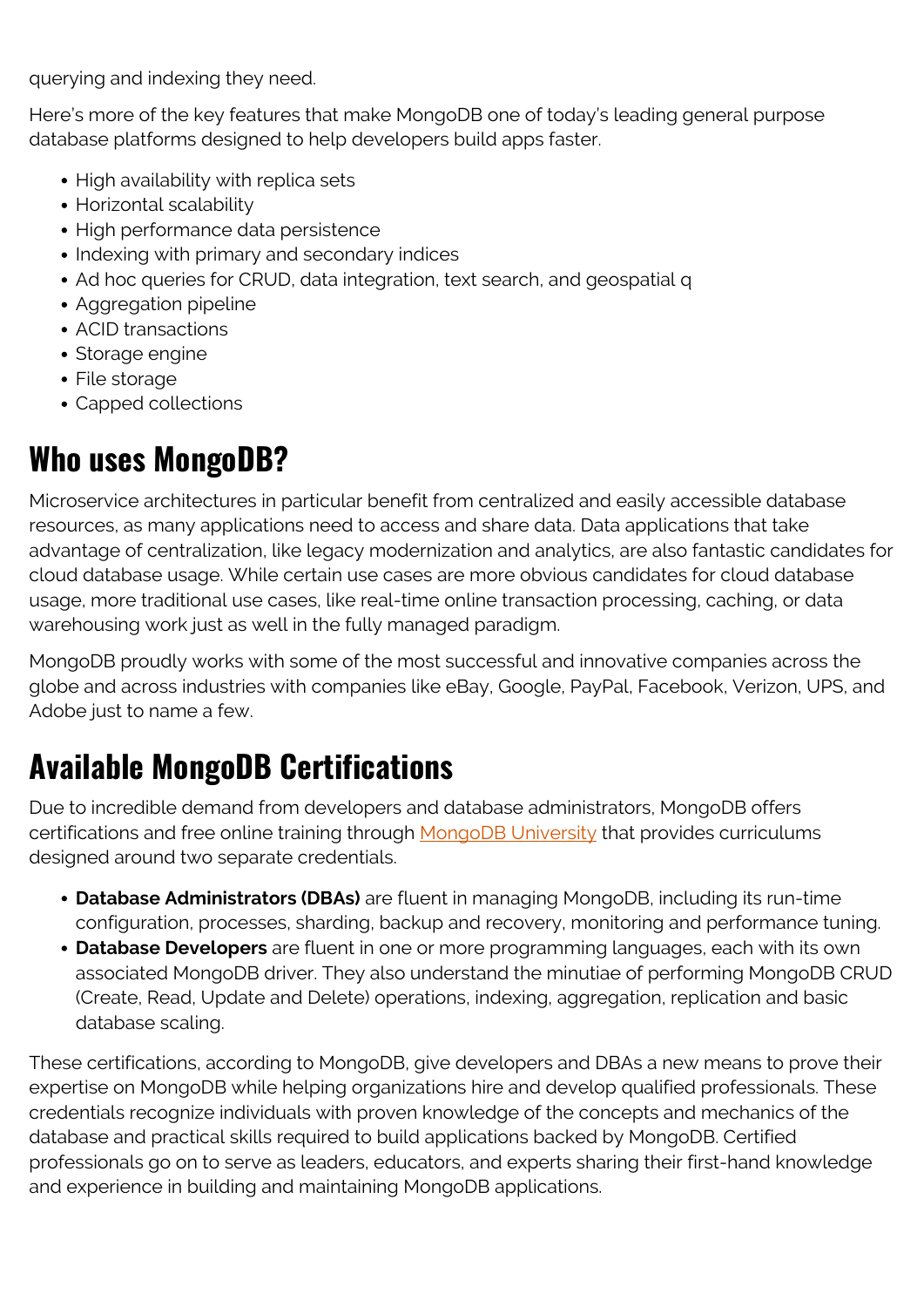querying and indexing they need.

Here's more of the key features that make MongoDB one of today's leading general purpose database platforms designed to help developers build apps faster.

- High availability with replica sets
- Horizontal scalability
- High performance data persistence
- Indexing with primary and secondary indices
- Ad hoc queries for CRUD, data integration, text search, and geospatial q
- Aggregation pipeline
- ACID transactions
- Storage engine
- File storage
- Capped collections

## Who uses MongoDB?

Microservice architectures in particular benefit from centralized and easily accessible database resources, as many applications need to access and share data. Data applications that take advantage of centralization, like legacy modernization and analytics, are also fantastic candidates for cloud database usage. While certain use cases are more obvious candidates for cloud database usage, more traditional use cases, like real-time online transaction processing, caching, or data warehousing work just as well in the fully managed paradigm.

MongoDB proudly works with some of the most successful and innovative companies across the globe and across industries with companies like eBay, Google, PayPal, Facebook, Verizon, UPS, and Adobe just to name a few.

## Available MongoDB Certifications

Due to incredible demand from developers and database administrators, MongoDB offers certifications and free online training through [MongoDB University]() that provides curriculums designed around two separate credentials.

- **Database Administrators (DBAs)** are fluent in managing MongoDB, including its run-time configuration, processes, sharding, backup and recovery, monitoring and performance tuning.
- **Database Developers** are fluent in one or more programming languages, each with its own associated MongoDB driver. They also understand the minutiae of performing MongoDB CRUD (Create, Read, Update and Delete) operations, indexing, aggregation, replication and basic database scaling.

These certifications, according to MongoDB, give developers and DBAs a new means to prove their expertise on MongoDB while helping organizations hire and develop qualified professionals. These credentials recognize individuals with proven knowledge of the concepts and mechanics of the database and practical skills required to build applications backed by MongoDB. Certified professionals go on to serve as leaders, educators, and experts sharing their first-hand knowledge and experience in building and maintaining MongoDB applications.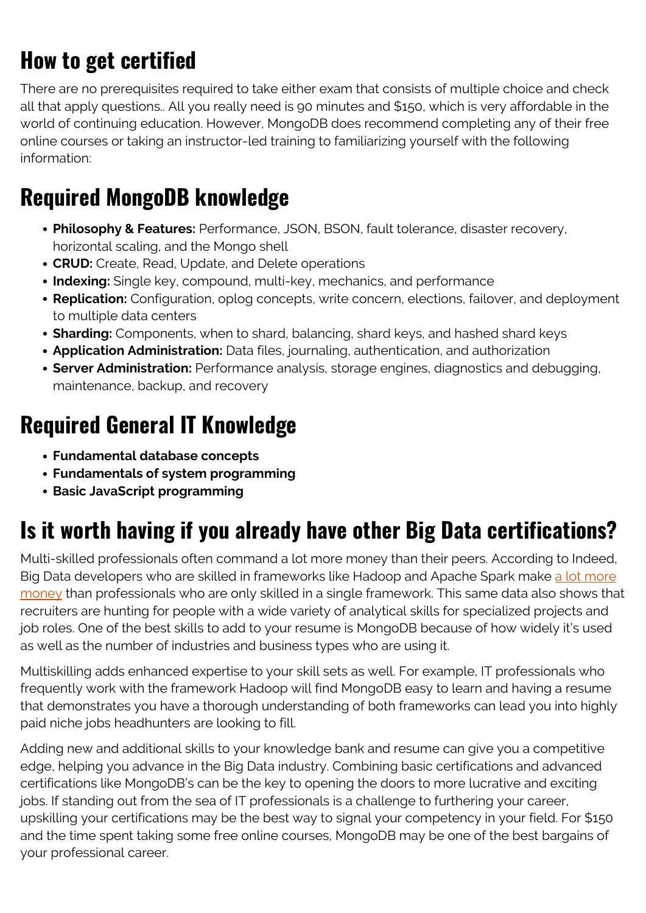## How to get certified

There are no prerequisites required to take either exam that consists of multiple choice and check all that apply questions.. All you really need is 90 minutes and $150, which is very affordable in the world of continuing education. However, MongoDB does recommend completing any of their free online courses or taking an instructor-led training to familiarizing yourself with the following information:

## Required MongoDB knowledge

- **Philosophy & Features:** Performance, JSON, BSON, fault tolerance, disaster recovery, horizontal scaling, and the Mongo shell
- **CRUD:** Create, Read, Update, and Delete operations
- **Indexing:** Single key, compound, multi-key, mechanics, and performance
- **Replication:** Configuration, oplog concepts, write concern, elections, failover, and deployment to multiple data centers
- **Sharding:** Components, when to shard, balancing, shard keys, and hashed shard keys
- **Application Administration:** Data files, journaling, authentication, and authorization
- **Server Administration:** Performance analysis, storage engines, diagnostics and debugging, maintenance, backup, and recovery

## Required General IT Knowledge

- **Fundamental database concepts**
- **Fundamentals of system programming**
- **Basic JavaScript programming**

## Is it worth having if you already have other Big Data certifications?

Multi-skilled professionals often command a lot more money than their peers. According to Indeed, Big Data developers who are skilled in frameworks like Hadoop and Apache Spark make a lot more money than professionals who are only skilled in a single framework. This same data also shows that recruiters are hunting for people with a wide variety of analytical skills for specialized projects and job roles. One of the best skills to add to your resume is MongoDB because of how widely it's used as well as the number of industries and business types who are using it.

Multiskilling adds enhanced expertise to your skill sets as well. For example, IT professionals who frequently work with the framework Hadoop will find MongoDB easy to learn and having a resume that demonstrates you have a thorough understanding of both frameworks can lead you into highly paid niche jobs headhunters are looking to fill.

Adding new and additional skills to your knowledge bank and resume can give you a competitive edge, helping you advance in the Big Data industry. Combining basic certifications and advanced certifications like MongoDB's can be the key to opening the doors to more lucrative and exciting jobs. If standing out from the sea of IT professionals is a challenge to furthering your career, upskilling your certifications may be the best way to signal your competency in your field. For $150 and the time spent taking some free online courses, MongoDB may be one of the best bargains of your professional career.